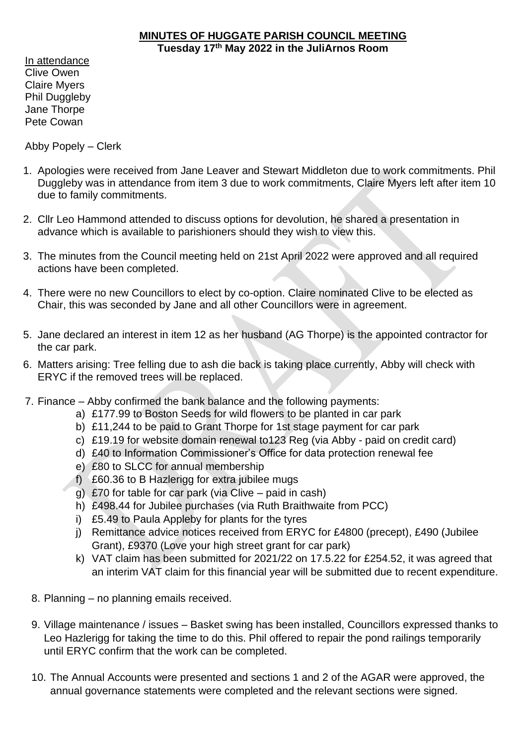# MINUTES OF HUGGATE PARISH COUNCIL MEETING

**Tuesday 17th May 2022 in the JuliArnos Room**

In attendance
Clive Owen
Claire Myers
Phil Duggleby
Jane Thorpe
Pete Cowan

Abby Popely – Clerk

1. Apologies were received from Jane Leaver and Stewart Middleton due to work commitments. Phil Duggleby was in attendance from item 3 due to work commitments, Claire Myers left after item 10 due to family commitments.

2. Cllr Leo Hammond attended to discuss options for devolution, he shared a presentation in advance which is available to parishioners should they wish to view this.

3. The minutes from the Council meeting held on 21st April 2022 were approved and all required actions have been completed.

4. There were no new Councillors to elect by co-option. Claire nominated Clive to be elected as Chair, this was seconded by Jane and all other Councillors were in agreement.

5. Jane declared an interest in item 12 as her husband (AG Thorpe) is the appointed contractor for the car park.

6. Matters arising: Tree felling due to ash die back is taking place currently, Abby will check with ERYC if the removed trees will be replaced.

7. Finance – Abby confirmed the bank balance and the following payments:
   a) £177.99 to Boston Seeds for wild flowers to be planted in car park
   b) £11,244 to be paid to Grant Thorpe for 1st stage payment for car park
   c) £19.19 for website domain renewal to123 Reg (via Abby - paid on credit card)
   d) £40 to Information Commissioner's Office for data protection renewal fee
   e) £80 to SLCC for annual membership
   f) £60.36 to B Hazlerigg for extra jubilee mugs
   g) £70 for table for car park (via Clive – paid in cash)
   h) £498.44 for Jubilee purchases (via Ruth Braithwaite from PCC)
   i) £5.49 to Paula Appleby for plants for the tyres
   j) Remittance advice notices received from ERYC for £4800 (precept), £490 (Jubilee Grant), £9370 (Love your high street grant for car park)
   k) VAT claim has been submitted for 2021/22 on 17.5.22 for £254.52, it was agreed that an interim VAT claim for this financial year will be submitted due to recent expenditure.

8. Planning – no planning emails received.

9. Village maintenance / issues – Basket swing has been installed, Councillors expressed thanks to Leo Hazlerigg for taking the time to do this. Phil offered to repair the pond railings temporarily until ERYC confirm that the work can be completed.

10. The Annual Accounts were presented and sections 1 and 2 of the AGAR were approved, the annual governance statements were completed and the relevant sections were signed.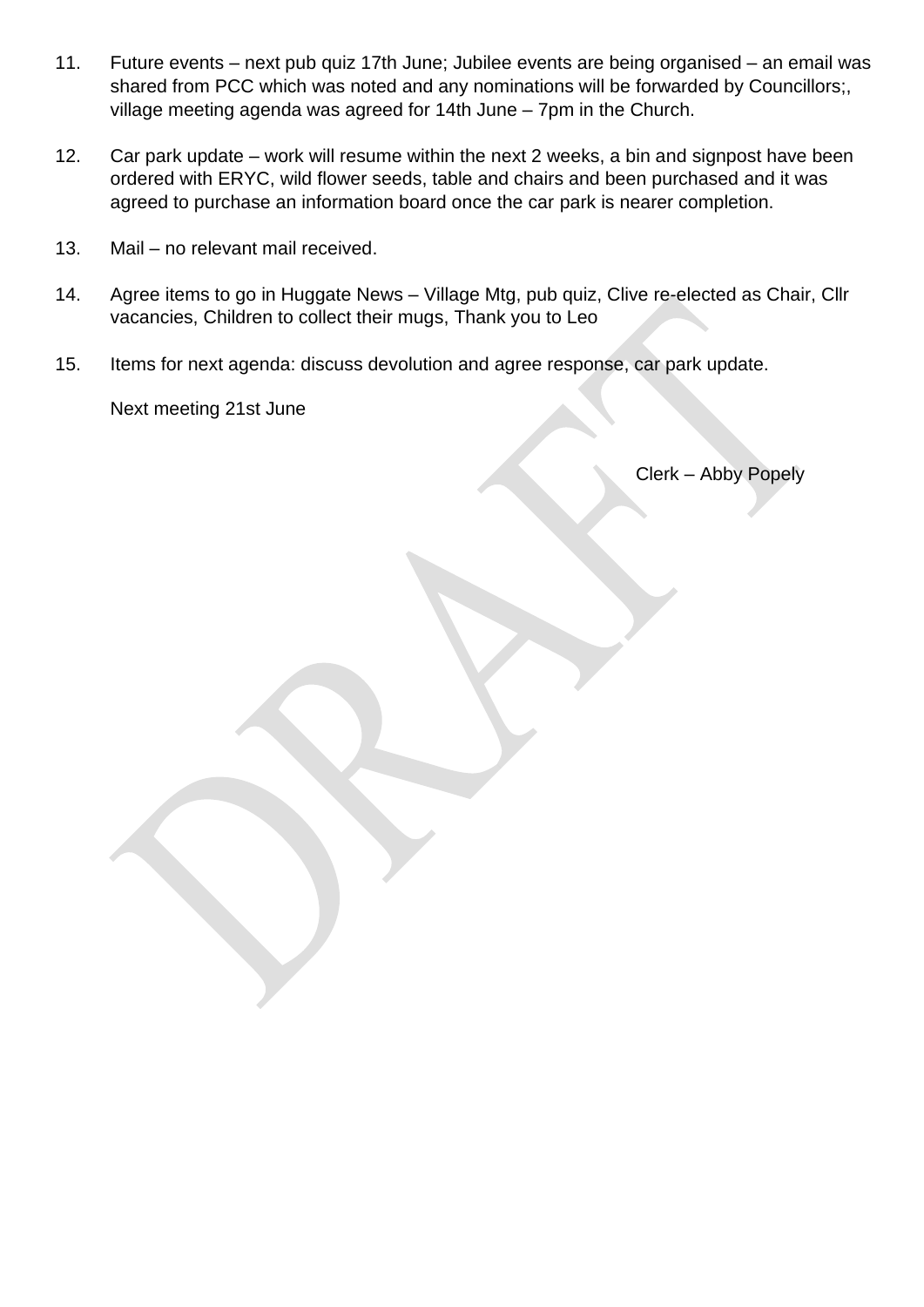11. Future events – next pub quiz 17th June; Jubilee events are being organised – an email was shared from PCC which was noted and any nominations will be forwarded by Councillors;, village meeting agenda was agreed for 14th June – 7pm in the Church.

12. Car park update – work will resume within the next 2 weeks, a bin and signpost have been ordered with ERYC, wild flower seeds, table and chairs and been purchased and it was agreed to purchase an information board once the car park is nearer completion.

13. Mail – no relevant mail received.

14. Agree items to go in Huggate News – Village Mtg, pub quiz, Clive re-elected as Chair, Cllr vacancies, Children to collect their mugs, Thank you to Leo

15. Items for next agenda: discuss devolution and agree response, car park update.

    Next meeting 21st June

Clerk – Abby Popely

DRAFT